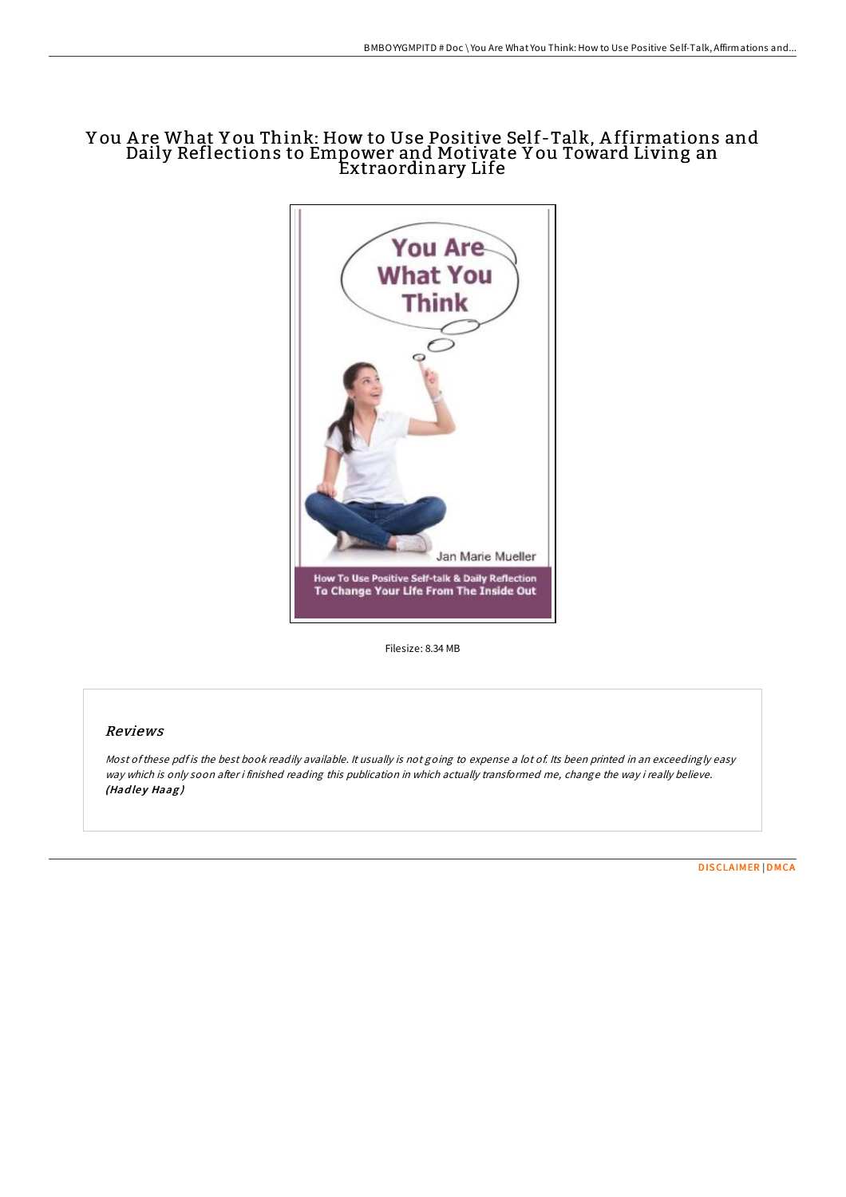# You Are What You Think: How to Use Positive Self-Talk, Affirmations and Daily Reflections to Empower and Motivate You Toward Living an Extraordinary Life

Filesize: 8.34 MB

## *Reviews*

*Most of these pdf is the best book readily available. It usually is not going to expense a lot of. Its been printed in an exceedingly easy way which is only soon after i finished reading this publication in which actually transformed me, change the way i really believe.* ***(Hadley Haag)***

DISCLAIMER | DMCA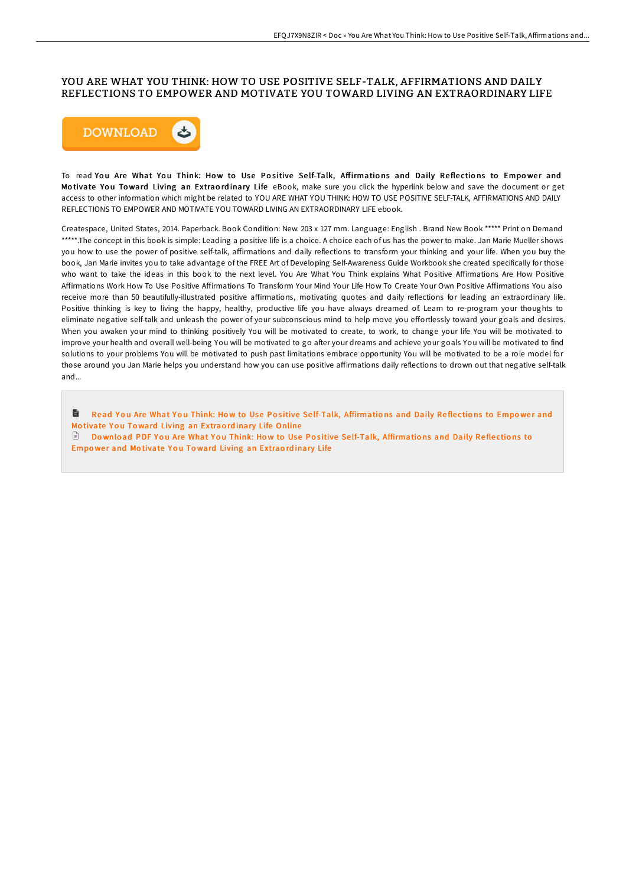# YOU ARE WHAT YOU THINK: HOW TO USE POSITIVE SELF-TALK, AFFIRMATIONS AND DAILY REFLECTIONS TO EMPOWER AND MOTIVATE YOU TOWARD LIVING AN EXTRAORDINARY LIFE

DOWNLOAD

To read **You Are What You Think: How to Use Positive Self-Talk, Affirmations and Daily Reflections to Empower and Motivate You Toward Living an Extraordinary Life** eBook, make sure you click the hyperlink below and save the document or get access to other information which might be related to YOU ARE WHAT YOU THINK: HOW TO USE POSITIVE SELF-TALK, AFFIRMATIONS AND DAILY REFLECTIONS TO EMPOWER AND MOTIVATE YOU TOWARD LIVING AN EXTRAORDINARY LIFE ebook.

Createspace, United States, 2014. Paperback. Book Condition: New. 203 x 127 mm. Language: English . Brand New Book ***** Print on Demand *****.The concept in this book is simple: Leading a positive life is a choice. A choice each of us has the power to make. Jan Marie Mueller shows you how to use the power of positive self-talk, affirmations and daily reflections to transform your thinking and your life. When you buy the book, Jan Marie invites you to take advantage of the FREE Art of Developing Self-Awareness Guide Workbook she created specifically for those who want to take the ideas in this book to the next level. You Are What You Think explains What Positive Affirmations Are How Positive Affirmations Work How To Use Positive Affirmations To Transform Your Mind Your Life How To Create Your Own Positive Affirmations You also receive more than 50 beautifully-illustrated positive affirmations, motivating quotes and daily reflections for leading an extraordinary life. Positive thinking is key to living the happy, healthy, productive life you have always dreamed of. Learn to re-program your thoughts to eliminate negative self-talk and unleash the power of your subconscious mind to help move you effortlessly toward your goals and desires. When you awaken your mind to thinking positively You will be motivated to create, to work, to change your life You will be motivated to improve your health and overall well-being You will be motivated to go after your dreams and achieve your goals You will be motivated to find solutions to your problems You will be motivated to push past limitations embrace opportunity You will be motivated to be a role model for those around you Jan Marie helps you understand how you can use positive affirmations daily reflections to drown out that negative self-talk and...

Read You Are What You Think: How to Use Positive Self-Talk, Affirmations and Daily Reflections to Empower and Motivate You Toward Living an Extraordinary Life Online

Download PDF You Are What You Think: How to Use Positive Self-Talk, Affirmations and Daily Reflections to Empower and Motivate You Toward Living an Extraordinary Life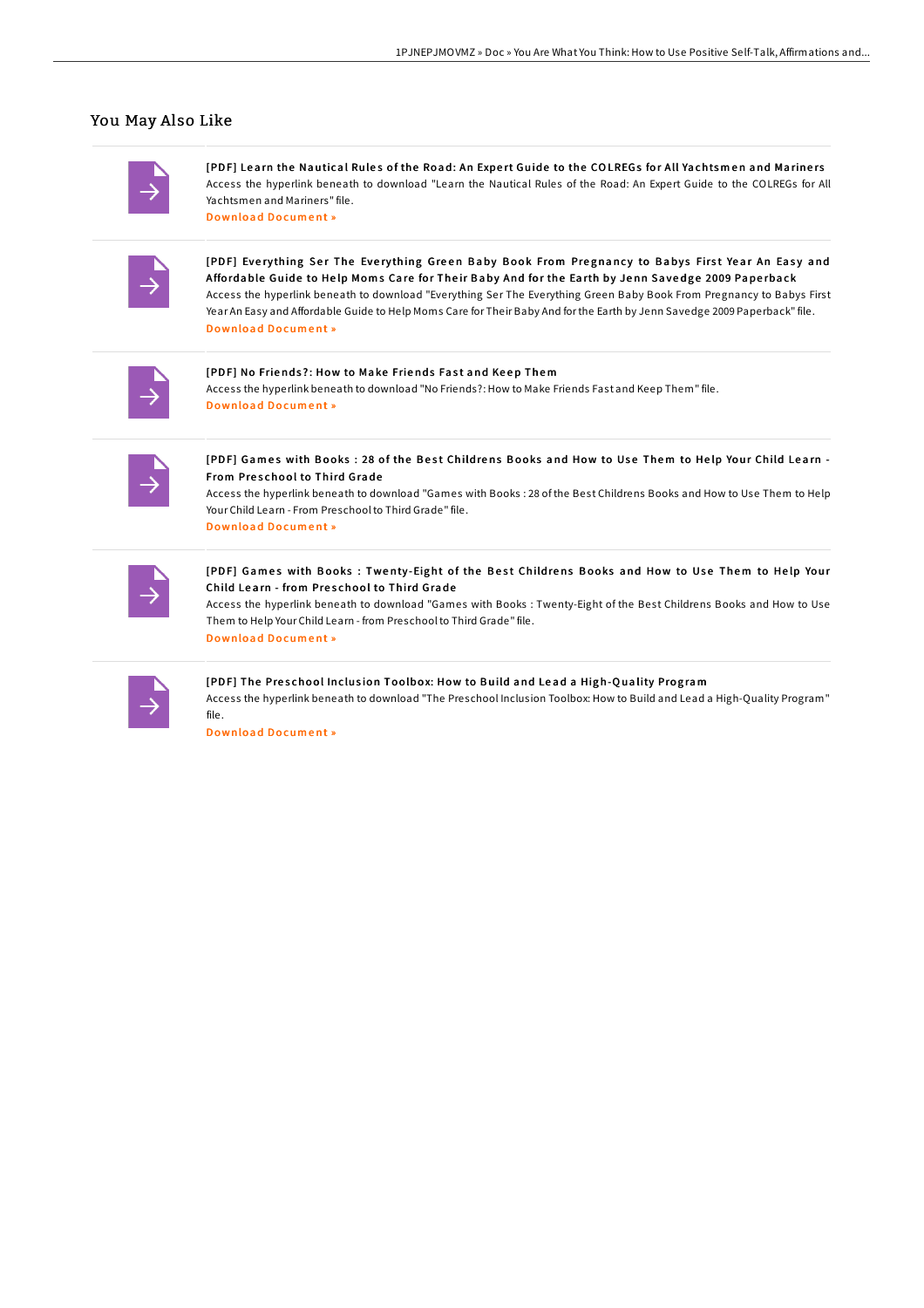## You May Also Like

**[PDF] Learn the Nautical Rules of the Road: An Expert Guide to the COLREGs for All Yachtsmen and Mariners**

Access the hyperlink beneath to download "Learn the Nautical Rules of the Road: An Expert Guide to the COLREGs for All Yachtsmen and Mariners" file.

Download Document »

**[PDF] Everything Ser The Everything Green Baby Book From Pregnancy to Babys First Year An Easy and Affordable Guide to Help Moms Care for Their Baby And for the Earth by Jenn Savedge 2009 Paperback**

Access the hyperlink beneath to download "Everything Ser The Everything Green Baby Book From Pregnancy to Babys First Year An Easy and Affordable Guide to Help Moms Care for Their Baby And for the Earth by Jenn Savedge 2009 Paperback" file.

Download Document »

**[PDF] No Friends?: How to Make Friends Fast and Keep Them**

Access the hyperlink beneath to download "No Friends?: How to Make Friends Fast and Keep Them" file.

Download Document »

**[PDF] Games with Books : 28 of the Best Childrens Books and How to Use Them to Help Your Child Learn - From Preschool to Third Grade**

Access the hyperlink beneath to download "Games with Books : 28 of the Best Childrens Books and How to Use Them to Help Your Child Learn - From Preschool to Third Grade" file.

Download Document »

**[PDF] Games with Books : Twenty-Eight of the Best Childrens Books and How to Use Them to Help Your Child Learn - from Preschool to Third Grade**

Access the hyperlink beneath to download "Games with Books : Twenty-Eight of the Best Childrens Books and How to Use Them to Help Your Child Learn - from Preschool to Third Grade" file.

Download Document »

**[PDF] The Preschool Inclusion Toolbox: How to Build and Lead a High-Quality Program**

Access the hyperlink beneath to download "The Preschool Inclusion Toolbox: How to Build and Lead a High-Quality Program" file.

Download Document »